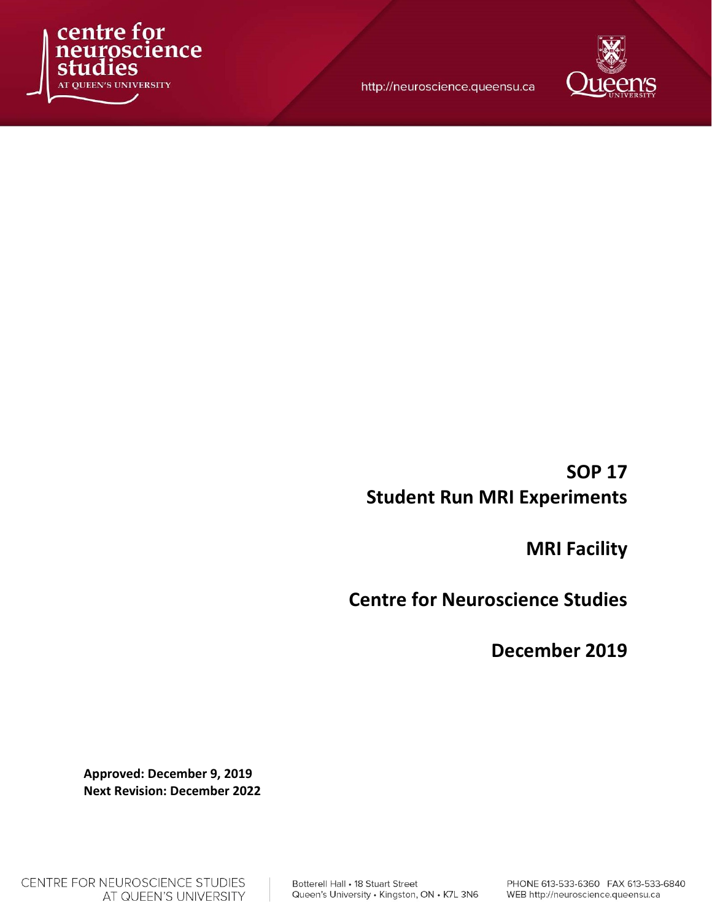# SOP 17
# Student Run MRI Experiments

## MRI Facility

## Centre for Neuroscience Studies

## December 2019

**Approved: December 9, 2019**
**Next Revision: December 2022**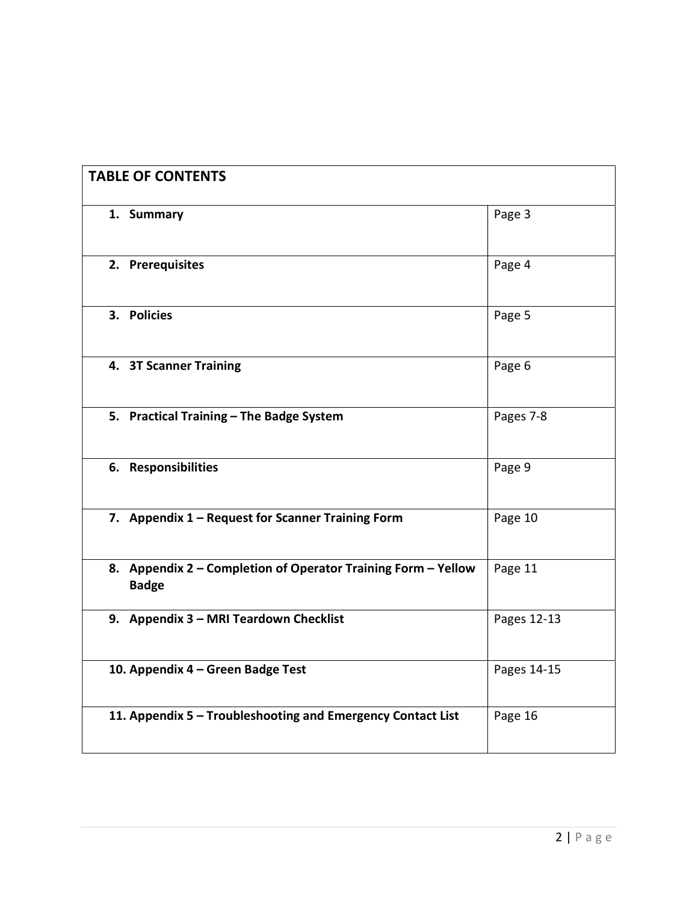| TABLE OF CONTENTS | |
|---|---|
| **1. Summary** | Page 3 |
| **2. Prerequisites** | Page 4 |
| **3. Policies** | Page 5 |
| **4. 3T Scanner Training** | Page 6 |
| **5. Practical Training – The Badge System** | Pages 7-8 |
| **6. Responsibilities** | Page 9 |
| **7. Appendix 1 – Request for Scanner Training Form** | Page 10 |
| **8. Appendix 2 – Completion of Operator Training Form – Yellow Badge** | Page 11 |
| **9. Appendix 3 – MRI Teardown Checklist** | Pages 12-13 |
| **10. Appendix 4 – Green Badge Test** | Pages 14-15 |
| **11. Appendix 5 – Troubleshooting and Emergency Contact List** | Page 16 |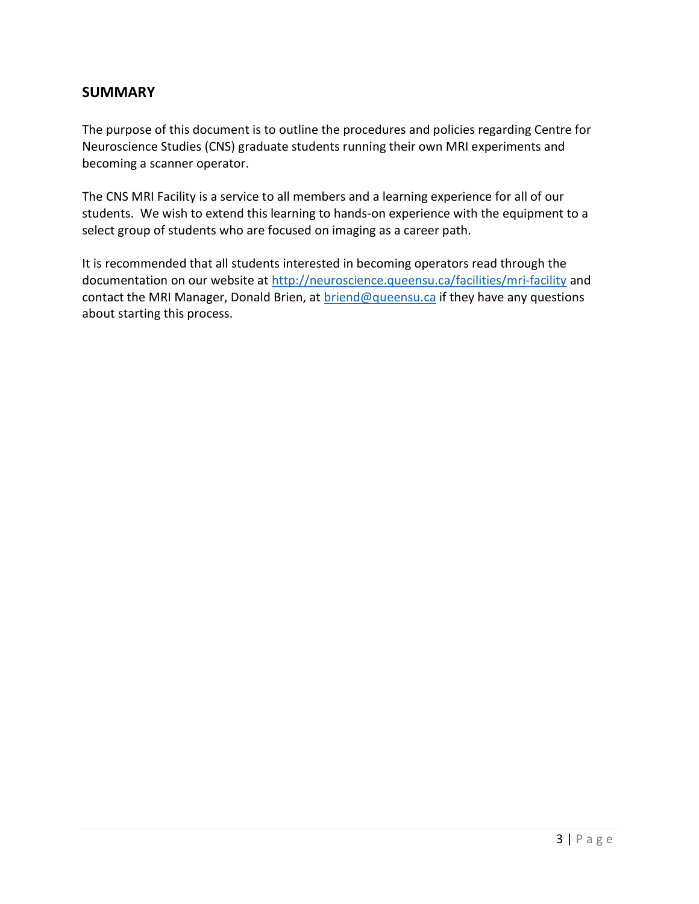## SUMMARY

The purpose of this document is to outline the procedures and policies regarding Centre for Neuroscience Studies (CNS) graduate students running their own MRI experiments and becoming a scanner operator.

The CNS MRI Facility is a service to all members and a learning experience for all of our students. We wish to extend this learning to hands-on experience with the equipment to a select group of students who are focused on imaging as a career path.

It is recommended that all students interested in becoming operators read through the documentation on our website at http://neuroscience.queensu.ca/facilities/mri-facility and contact the MRI Manager, Donald Brien, at briend@queensu.ca if they have any questions about starting this process.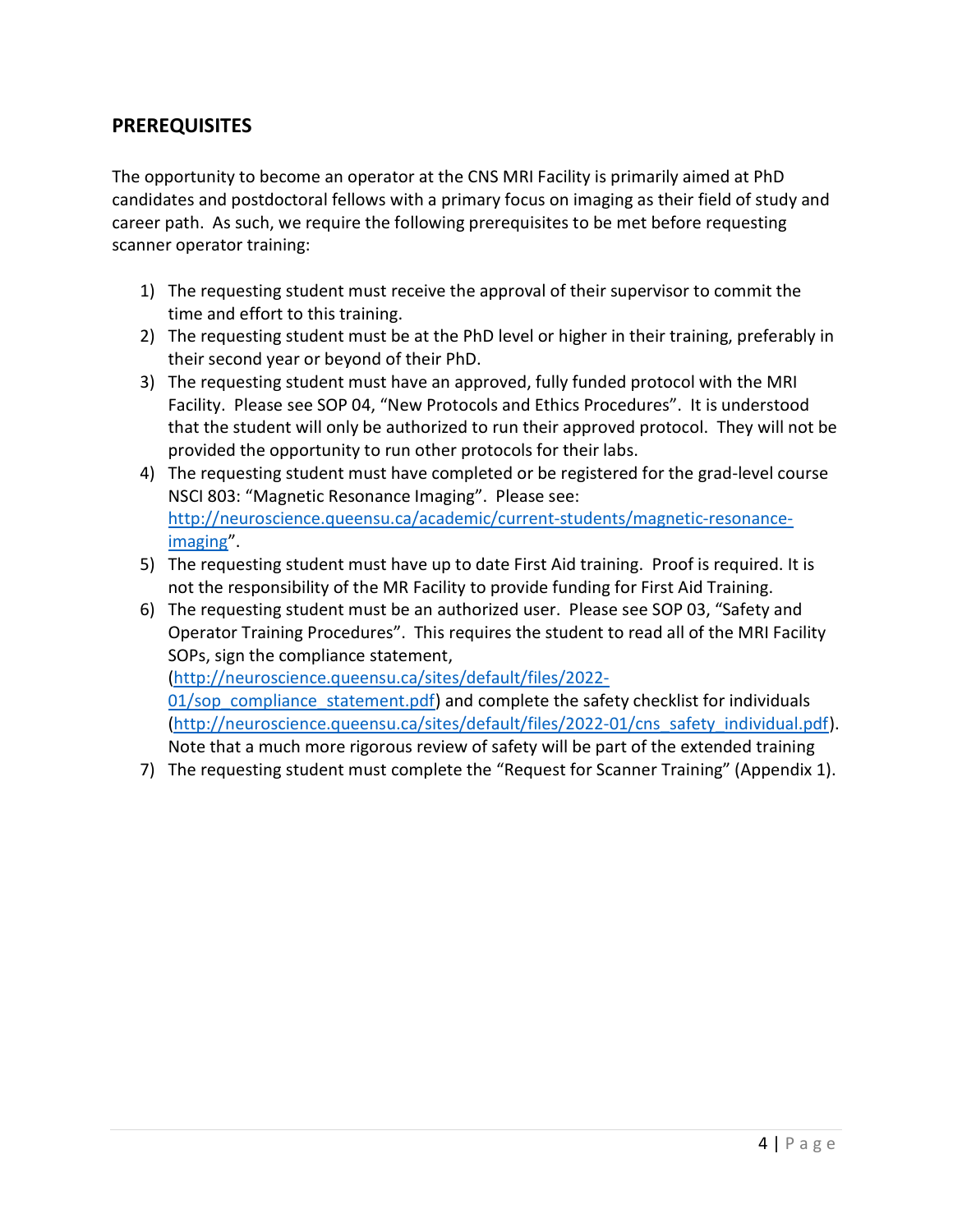## PREREQUISITES

The opportunity to become an operator at the CNS MRI Facility is primarily aimed at PhD candidates and postdoctoral fellows with a primary focus on imaging as their field of study and career path. As such, we require the following prerequisites to be met before requesting scanner operator training:

1) The requesting student must receive the approval of their supervisor to commit the time and effort to this training.
2) The requesting student must be at the PhD level or higher in their training, preferably in their second year or beyond of their PhD.
3) The requesting student must have an approved, fully funded protocol with the MRI Facility. Please see SOP 04, "New Protocols and Ethics Procedures". It is understood that the student will only be authorized to run their approved protocol. They will not be provided the opportunity to run other protocols for their labs.
4) The requesting student must have completed or be registered for the grad-level course NSCI 803: "Magnetic Resonance Imaging". Please see: [http://neuroscience.queensu.ca/academic/current-students/magnetic-resonance-imaging](http://neuroscience.queensu.ca/academic/current-students/magnetic-resonance-imaging)".
5) The requesting student must have up to date First Aid training. Proof is required. It is not the responsibility of the MR Facility to provide funding for First Aid Training.
6) The requesting student must be an authorized user. Please see SOP 03, "Safety and Operator Training Procedures". This requires the student to read all of the MRI Facility SOPs, sign the compliance statement, ([http://neuroscience.queensu.ca/sites/default/files/2022-01/sop_compliance_statement.pdf](http://neuroscience.queensu.ca/sites/default/files/2022-01/sop_compliance_statement.pdf)) and complete the safety checklist for individuals ([http://neuroscience.queensu.ca/sites/default/files/2022-01/cns_safety_individual.pdf](http://neuroscience.queensu.ca/sites/default/files/2022-01/cns_safety_individual.pdf)). Note that a much more rigorous review of safety will be part of the extended training
7) The requesting student must complete the "Request for Scanner Training" (Appendix 1).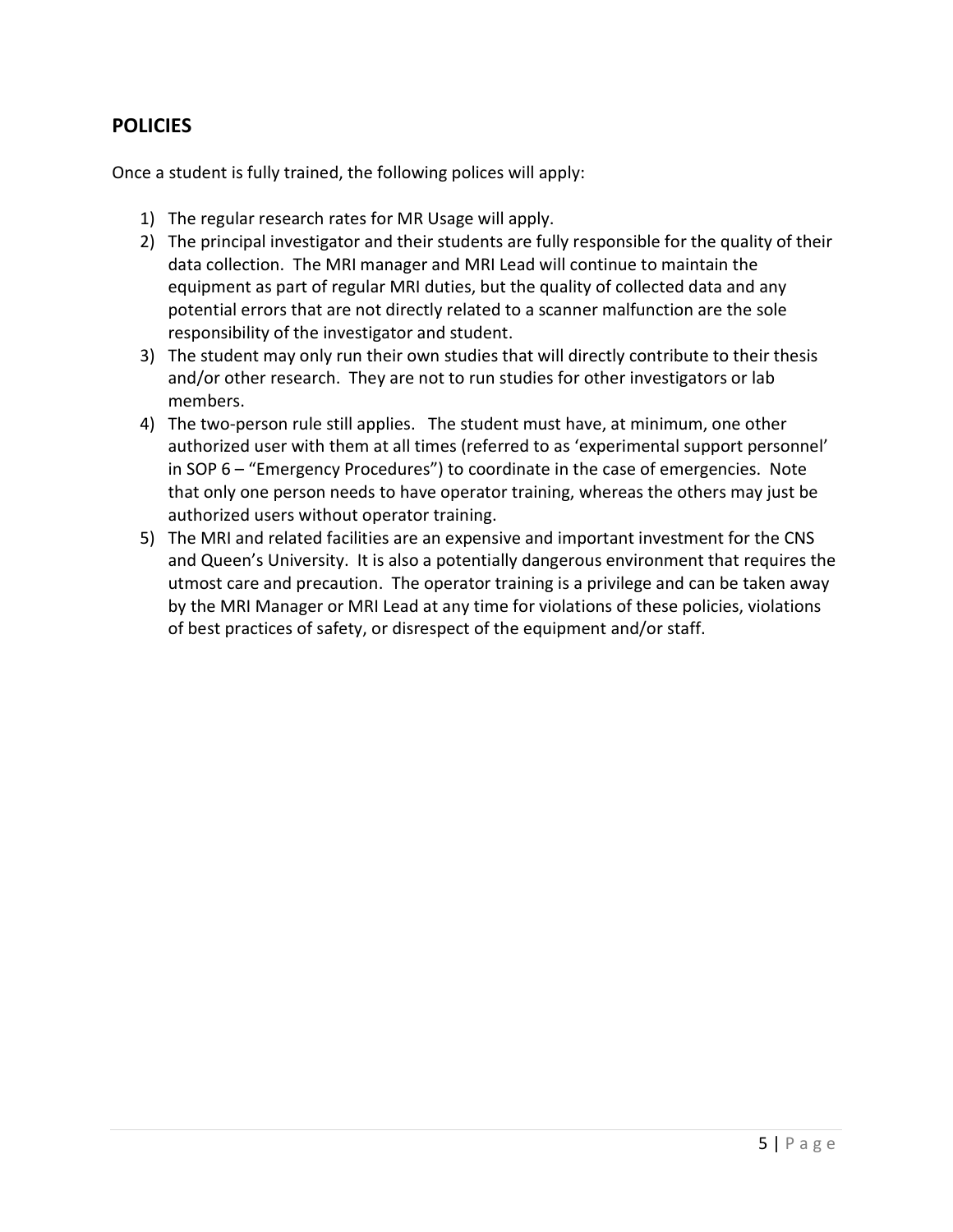## POLICIES

Once a student is fully trained, the following polices will apply:

1) The regular research rates for MR Usage will apply.
2) The principal investigator and their students are fully responsible for the quality of their data collection. The MRI manager and MRI Lead will continue to maintain the equipment as part of regular MRI duties, but the quality of collected data and any potential errors that are not directly related to a scanner malfunction are the sole responsibility of the investigator and student.
3) The student may only run their own studies that will directly contribute to their thesis and/or other research. They are not to run studies for other investigators or lab members.
4) The two-person rule still applies. The student must have, at minimum, one other authorized user with them at all times (referred to as 'experimental support personnel' in SOP 6 – "Emergency Procedures") to coordinate in the case of emergencies. Note that only one person needs to have operator training, whereas the others may just be authorized users without operator training.
5) The MRI and related facilities are an expensive and important investment for the CNS and Queen's University. It is also a potentially dangerous environment that requires the utmost care and precaution. The operator training is a privilege and can be taken away by the MRI Manager or MRI Lead at any time for violations of these policies, violations of best practices of safety, or disrespect of the equipment and/or staff.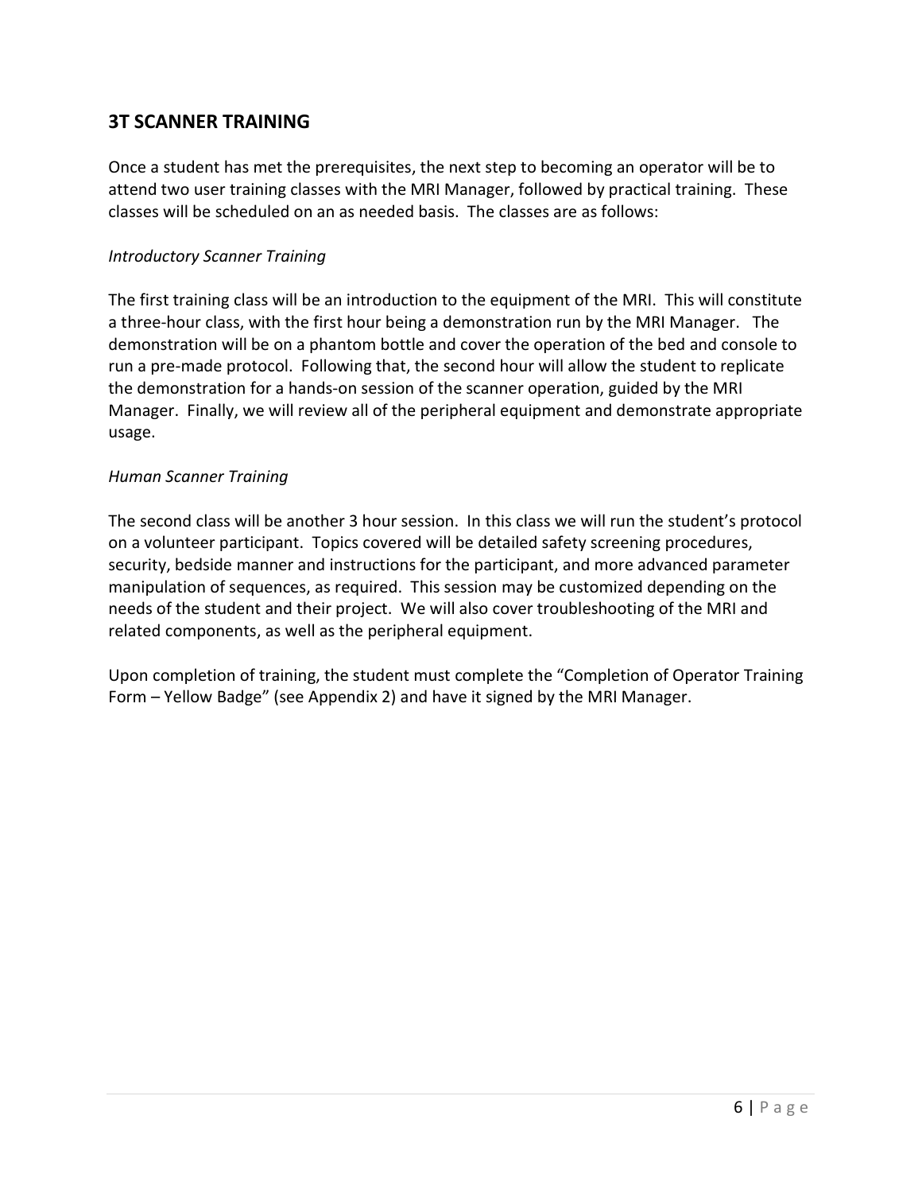## 3T SCANNER TRAINING

Once a student has met the prerequisites, the next step to becoming an operator will be to attend two user training classes with the MRI Manager, followed by practical training. These classes will be scheduled on an as needed basis. The classes are as follows:

*Introductory Scanner Training*

The first training class will be an introduction to the equipment of the MRI. This will constitute a three-hour class, with the first hour being a demonstration run by the MRI Manager. The demonstration will be on a phantom bottle and cover the operation of the bed and console to run a pre-made protocol. Following that, the second hour will allow the student to replicate the demonstration for a hands-on session of the scanner operation, guided by the MRI Manager. Finally, we will review all of the peripheral equipment and demonstrate appropriate usage.

*Human Scanner Training*

The second class will be another 3 hour session. In this class we will run the student's protocol on a volunteer participant. Topics covered will be detailed safety screening procedures, security, bedside manner and instructions for the participant, and more advanced parameter manipulation of sequences, as required. This session may be customized depending on the needs of the student and their project. We will also cover troubleshooting of the MRI and related components, as well as the peripheral equipment.

Upon completion of training, the student must complete the "Completion of Operator Training Form – Yellow Badge" (see Appendix 2) and have it signed by the MRI Manager.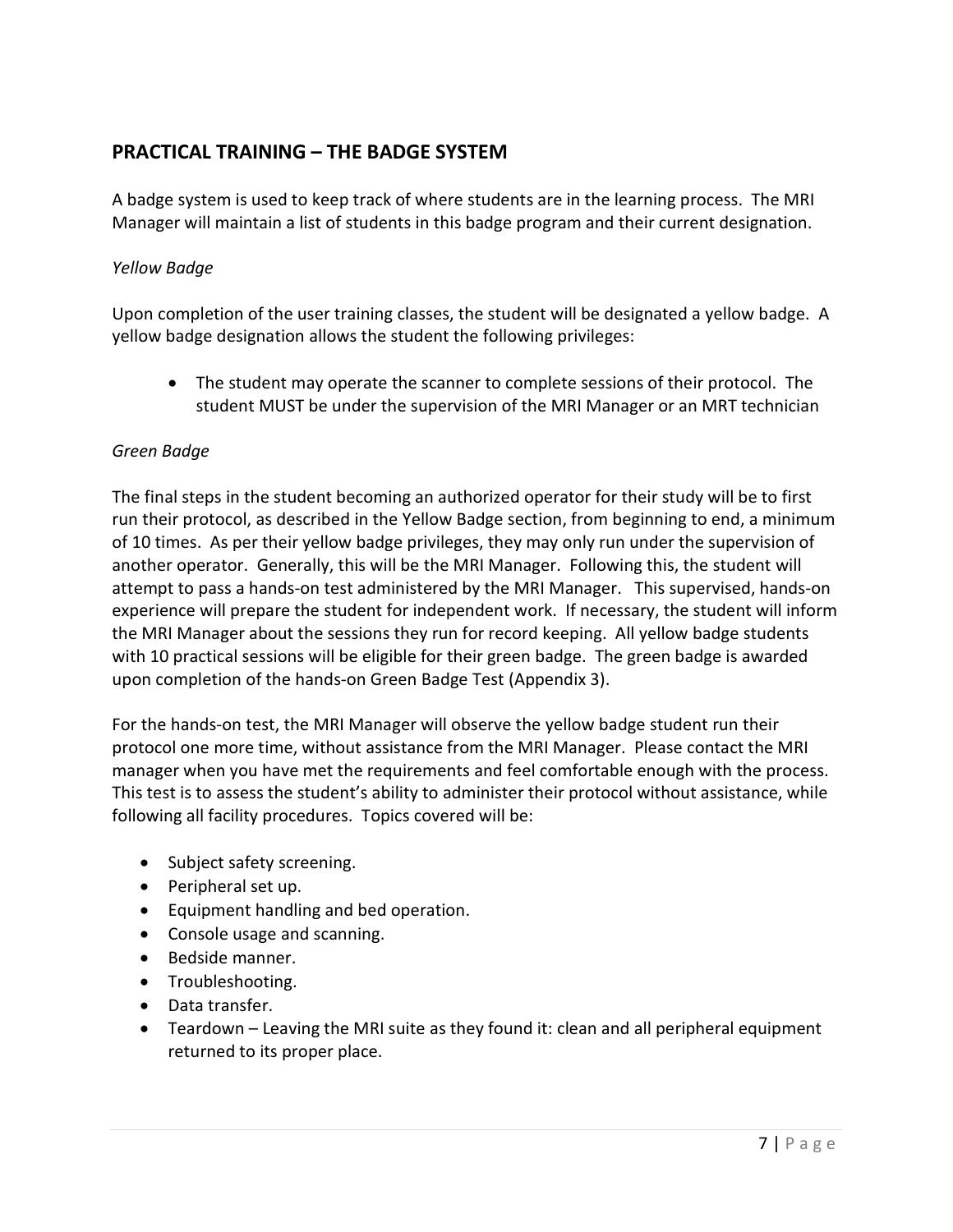## PRACTICAL TRAINING – THE BADGE SYSTEM

A badge system is used to keep track of where students are in the learning process. The MRI Manager will maintain a list of students in this badge program and their current designation.

*Yellow Badge*

Upon completion of the user training classes, the student will be designated a yellow badge. A yellow badge designation allows the student the following privileges:

- The student may operate the scanner to complete sessions of their protocol. The student MUST be under the supervision of the MRI Manager or an MRT technician

*Green Badge*

The final steps in the student becoming an authorized operator for their study will be to first run their protocol, as described in the Yellow Badge section, from beginning to end, a minimum of 10 times. As per their yellow badge privileges, they may only run under the supervision of another operator. Generally, this will be the MRI Manager. Following this, the student will attempt to pass a hands-on test administered by the MRI Manager. This supervised, hands-on experience will prepare the student for independent work. If necessary, the student will inform the MRI Manager about the sessions they run for record keeping. All yellow badge students with 10 practical sessions will be eligible for their green badge. The green badge is awarded upon completion of the hands-on Green Badge Test (Appendix 3).

For the hands-on test, the MRI Manager will observe the yellow badge student run their protocol one more time, without assistance from the MRI Manager. Please contact the MRI manager when you have met the requirements and feel comfortable enough with the process. This test is to assess the student's ability to administer their protocol without assistance, while following all facility procedures. Topics covered will be:

- Subject safety screening.
- Peripheral set up.
- Equipment handling and bed operation.
- Console usage and scanning.
- Bedside manner.
- Troubleshooting.
- Data transfer.
- Teardown – Leaving the MRI suite as they found it: clean and all peripheral equipment returned to its proper place.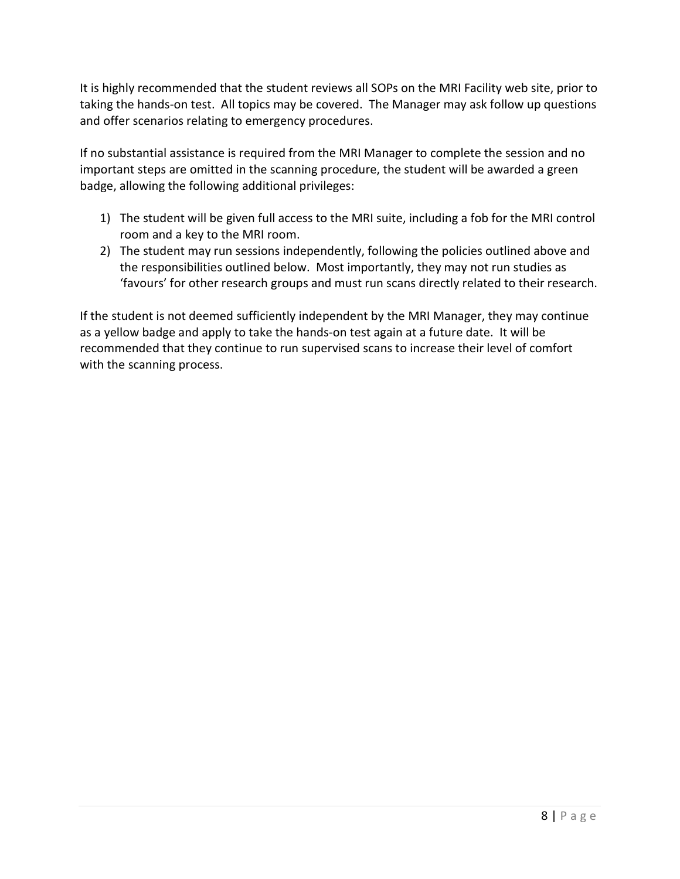It is highly recommended that the student reviews all SOPs on the MRI Facility web site, prior to taking the hands-on test. All topics may be covered. The Manager may ask follow up questions and offer scenarios relating to emergency procedures.

If no substantial assistance is required from the MRI Manager to complete the session and no important steps are omitted in the scanning procedure, the student will be awarded a green badge, allowing the following additional privileges:

1) The student will be given full access to the MRI suite, including a fob for the MRI control room and a key to the MRI room.
2) The student may run sessions independently, following the policies outlined above and the responsibilities outlined below. Most importantly, they may not run studies as 'favours' for other research groups and must run scans directly related to their research.

If the student is not deemed sufficiently independent by the MRI Manager, they may continue as a yellow badge and apply to take the hands-on test again at a future date. It will be recommended that they continue to run supervised scans to increase their level of comfort with the scanning process.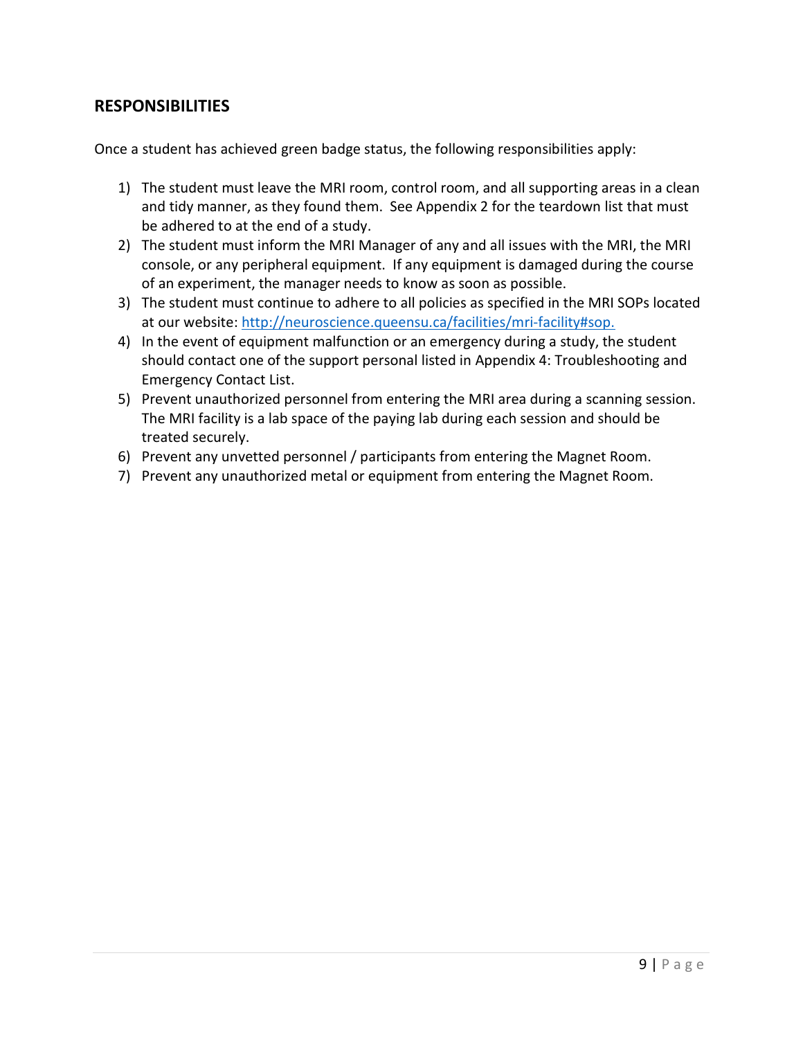## RESPONSIBILITIES

Once a student has achieved green badge status, the following responsibilities apply:

1) The student must leave the MRI room, control room, and all supporting areas in a clean and tidy manner, as they found them. See Appendix 2 for the teardown list that must be adhered to at the end of a study.
2) The student must inform the MRI Manager of any and all issues with the MRI, the MRI console, or any peripheral equipment. If any equipment is damaged during the course of an experiment, the manager needs to know as soon as possible.
3) The student must continue to adhere to all policies as specified in the MRI SOPs located at our website: [http://neuroscience.queensu.ca/facilities/mri-facility#sop.](http://neuroscience.queensu.ca/facilities/mri-facility#sop)
4) In the event of equipment malfunction or an emergency during a study, the student should contact one of the support personal listed in Appendix 4: Troubleshooting and Emergency Contact List.
5) Prevent unauthorized personnel from entering the MRI area during a scanning session. The MRI facility is a lab space of the paying lab during each session and should be treated securely.
6) Prevent any unvetted personnel / participants from entering the Magnet Room.
7) Prevent any unauthorized metal or equipment from entering the Magnet Room.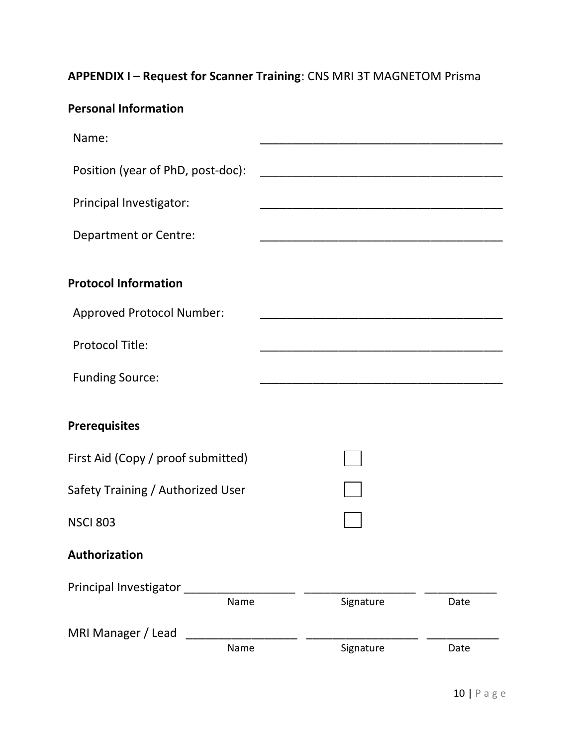**APPENDIX I – Request for Scanner Training**: CNS MRI 3T MAGNETOM Prisma

**Personal Information**

Name: ____________________________________

Position (year of PhD, post-doc): ____________________________________

Principal Investigator: ____________________________________

Department or Centre: ____________________________________

**Protocol Information**

Approved Protocol Number: ____________________________________

Protocol Title: ____________________________________

Funding Source: ____________________________________

**Prerequisites**

First Aid (Copy / proof submitted) ☐

Safety Training / Authorized User ☐

NSCI 803 ☐

**Authorization**

Principal Investigator _________________ _________________ ___________
Name Signature Date

MRI Manager / Lead _________________ _________________ ___________
Name Signature Date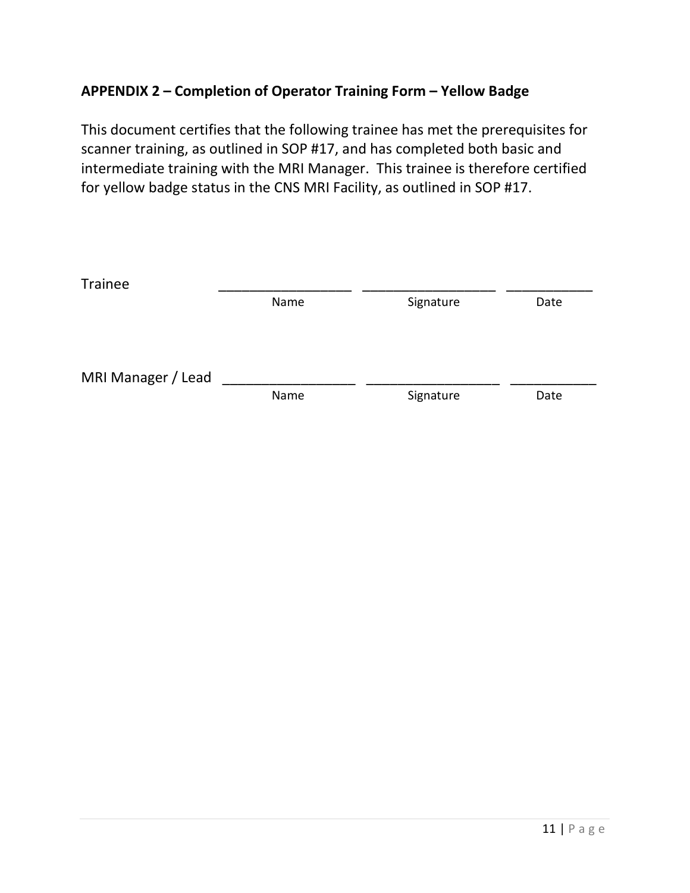## APPENDIX 2 – Completion of Operator Training Form – Yellow Badge

This document certifies that the following trainee has met the prerequisites for scanner training, as outlined in SOP #17, and has completed both basic and intermediate training with the MRI Manager. This trainee is therefore certified for yellow badge status in the CNS MRI Facility, as outlined in SOP #17.

| | Name | Signature | Date |
|---|---|---|---|
| Trainee | _________________ | _________________ | ___________ |
| MRI Manager / Lead | _________________ | _________________ | ___________ |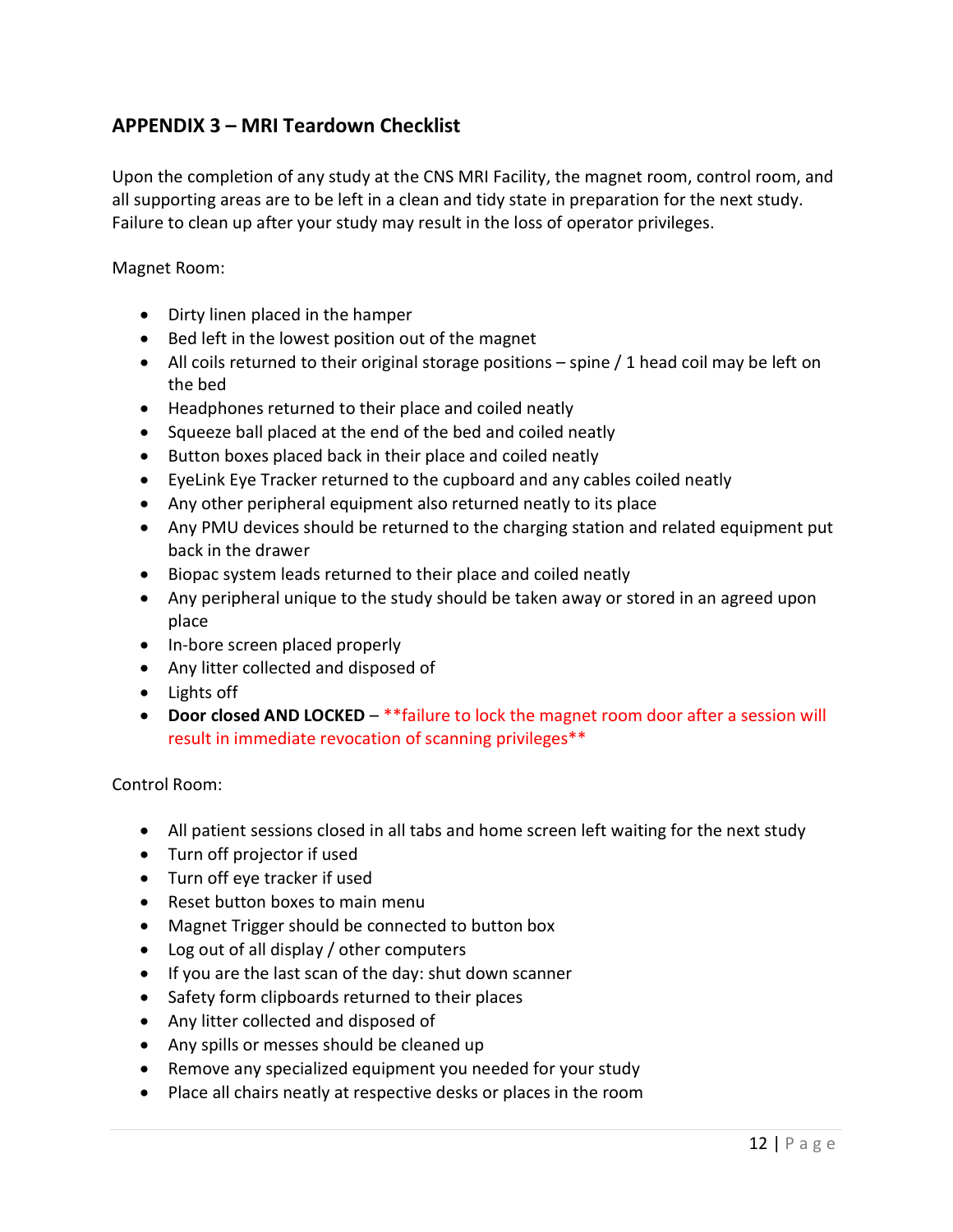## APPENDIX 3 – MRI Teardown Checklist

Upon the completion of any study at the CNS MRI Facility, the magnet room, control room, and all supporting areas are to be left in a clean and tidy state in preparation for the next study. Failure to clean up after your study may result in the loss of operator privileges.

Magnet Room:

- Dirty linen placed in the hamper
- Bed left in the lowest position out of the magnet
- All coils returned to their original storage positions – spine / 1 head coil may be left on the bed
- Headphones returned to their place and coiled neatly
- Squeeze ball placed at the end of the bed and coiled neatly
- Button boxes placed back in their place and coiled neatly
- EyeLink Eye Tracker returned to the cupboard and any cables coiled neatly
- Any other peripheral equipment also returned neatly to its place
- Any PMU devices should be returned to the charging station and related equipment put back in the drawer
- Biopac system leads returned to their place and coiled neatly
- Any peripheral unique to the study should be taken away or stored in an agreed upon place
- In-bore screen placed properly
- Any litter collected and disposed of
- Lights off
- **Door closed AND LOCKED** – **failure to lock the magnet room door after a session will result in immediate revocation of scanning privileges**

Control Room:

- All patient sessions closed in all tabs and home screen left waiting for the next study
- Turn off projector if used
- Turn off eye tracker if used
- Reset button boxes to main menu
- Magnet Trigger should be connected to button box
- Log out of all display / other computers
- If you are the last scan of the day: shut down scanner
- Safety form clipboards returned to their places
- Any litter collected and disposed of
- Any spills or messes should be cleaned up
- Remove any specialized equipment you needed for your study
- Place all chairs neatly at respective desks or places in the room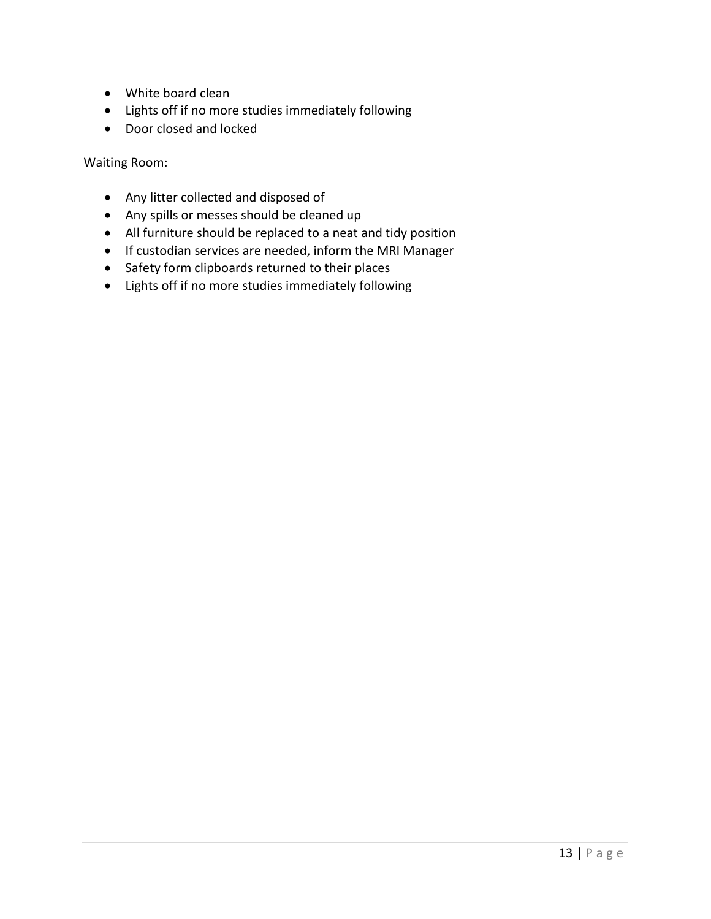- White board clean
- Lights off if no more studies immediately following
- Door closed and locked

Waiting Room:

- Any litter collected and disposed of
- Any spills or messes should be cleaned up
- All furniture should be replaced to a neat and tidy position
- If custodian services are needed, inform the MRI Manager
- Safety form clipboards returned to their places
- Lights off if no more studies immediately following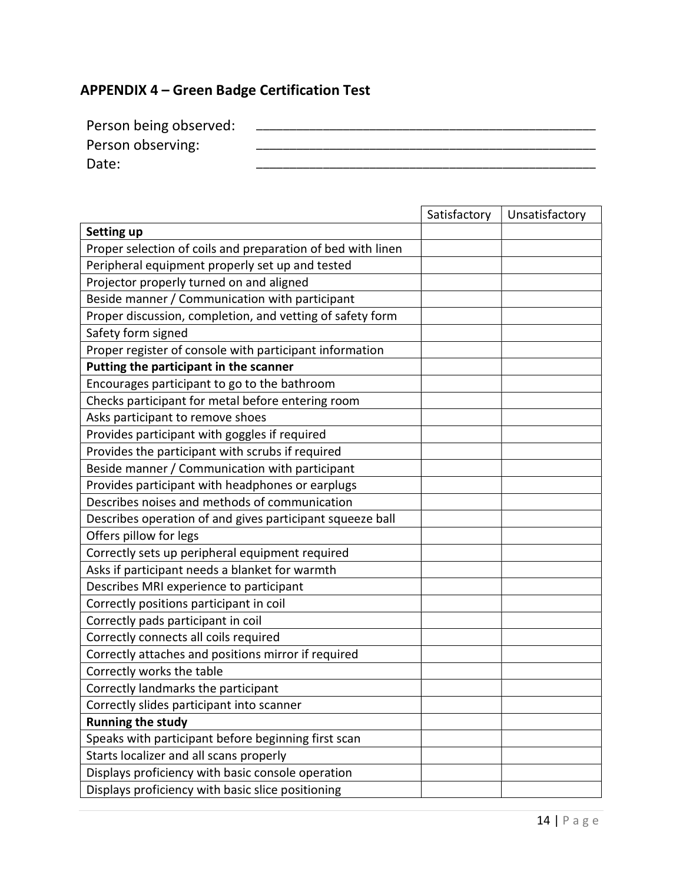## APPENDIX 4 – Green Badge Certification Test

Person being observed: ____________________________________________

Person observing: ____________________________________________

Date: ____________________________________________

| | Satisfactory | Unsatisfactory |
|---|---|---|
| **Setting up** | | |
| Proper selection of coils and preparation of bed with linen | | |
| Peripheral equipment properly set up and tested | | |
| Projector properly turned on and aligned | | |
| Beside manner / Communication with participant | | |
| Proper discussion, completion, and vetting of safety form | | |
| Safety form signed | | |
| Proper register of console with participant information | | |
| **Putting the participant in the scanner** | | |
| Encourages participant to go to the bathroom | | |
| Checks participant for metal before entering room | | |
| Asks participant to remove shoes | | |
| Provides participant with goggles if required | | |
| Provides the participant with scrubs if required | | |
| Beside manner / Communication with participant | | |
| Provides participant with headphones or earplugs | | |
| Describes noises and methods of communication | | |
| Describes operation of and gives participant squeeze ball | | |
| Offers pillow for legs | | |
| Correctly sets up peripheral equipment required | | |
| Asks if participant needs a blanket for warmth | | |
| Describes MRI experience to participant | | |
| Correctly positions participant in coil | | |
| Correctly pads participant in coil | | |
| Correctly connects all coils required | | |
| Correctly attaches and positions mirror if required | | |
| Correctly works the table | | |
| Correctly landmarks the participant | | |
| Correctly slides participant into scanner | | |
| **Running the study** | | |
| Speaks with participant before beginning first scan | | |
| Starts localizer and all scans properly | | |
| Displays proficiency with basic console operation | | |
| Displays proficiency with basic slice positioning | | |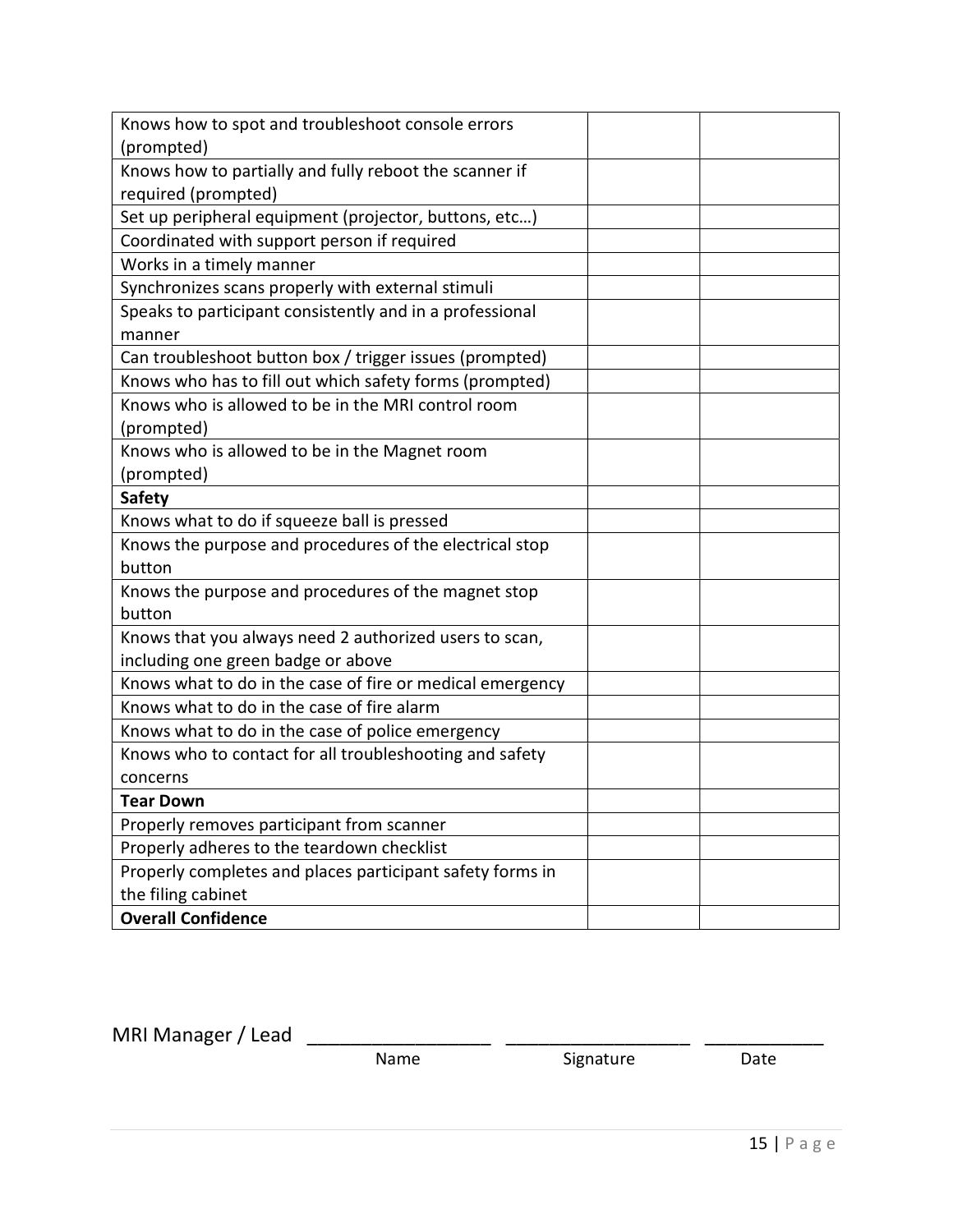| | | |
|---|---|---|
| Knows how to spot and troubleshoot console errors (prompted) | | |
| Knows how to partially and fully reboot the scanner if required (prompted) | | |
| Set up peripheral equipment (projector, buttons, etc…) | | |
| Coordinated with support person if required | | |
| Works in a timely manner | | |
| Synchronizes scans properly with external stimuli | | |
| Speaks to participant consistently and in a professional manner | | |
| Can troubleshoot button box / trigger issues (prompted) | | |
| Knows who has to fill out which safety forms (prompted) | | |
| Knows who is allowed to be in the MRI control room (prompted) | | |
| Knows who is allowed to be in the Magnet room (prompted) | | |
| **Safety** | | |
| Knows what to do if squeeze ball is pressed | | |
| Knows the purpose and procedures of the electrical stop button | | |
| Knows the purpose and procedures of the magnet stop button | | |
| Knows that you always need 2 authorized users to scan, including one green badge or above | | |
| Knows what to do in the case of fire or medical emergency | | |
| Knows what to do in the case of fire alarm | | |
| Knows what to do in the case of police emergency | | |
| Knows who to contact for all troubleshooting and safety concerns | | |
| **Tear Down** | | |
| Properly removes participant from scanner | | |
| Properly adheres to the teardown checklist | | |
| Properly completes and places participant safety forms in the filing cabinet | | |
| **Overall Confidence** | | |

MRI Manager / Lead \_\_\_\_\_\_\_\_\_\_\_\_\_\_\_\_ \_\_\_\_\_\_\_\_\_\_\_\_\_\_\_\_ \_\_\_\_\_\_\_\_\_\_\_

Name Signature Date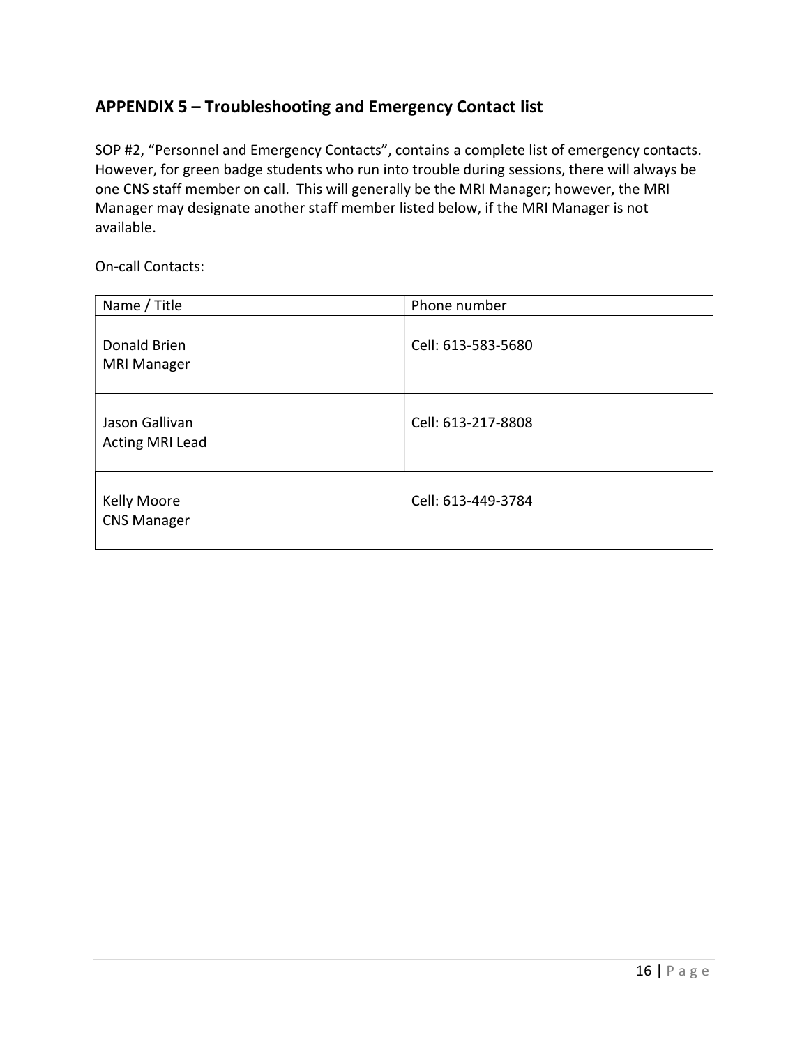## APPENDIX 5 – Troubleshooting and Emergency Contact list

SOP #2, "Personnel and Emergency Contacts", contains a complete list of emergency contacts. However, for green badge students who run into trouble during sessions, there will always be one CNS staff member on call. This will generally be the MRI Manager; however, the MRI Manager may designate another staff member listed below, if the MRI Manager is not available.

On-call Contacts:

| Name / Title | Phone number |
| --- | --- |
| Donald Brien<br>MRI Manager | Cell: 613-583-5680 |
| Jason Gallivan<br>Acting MRI Lead | Cell: 613-217-8808 |
| Kelly Moore<br>CNS Manager | Cell: 613-449-3784 |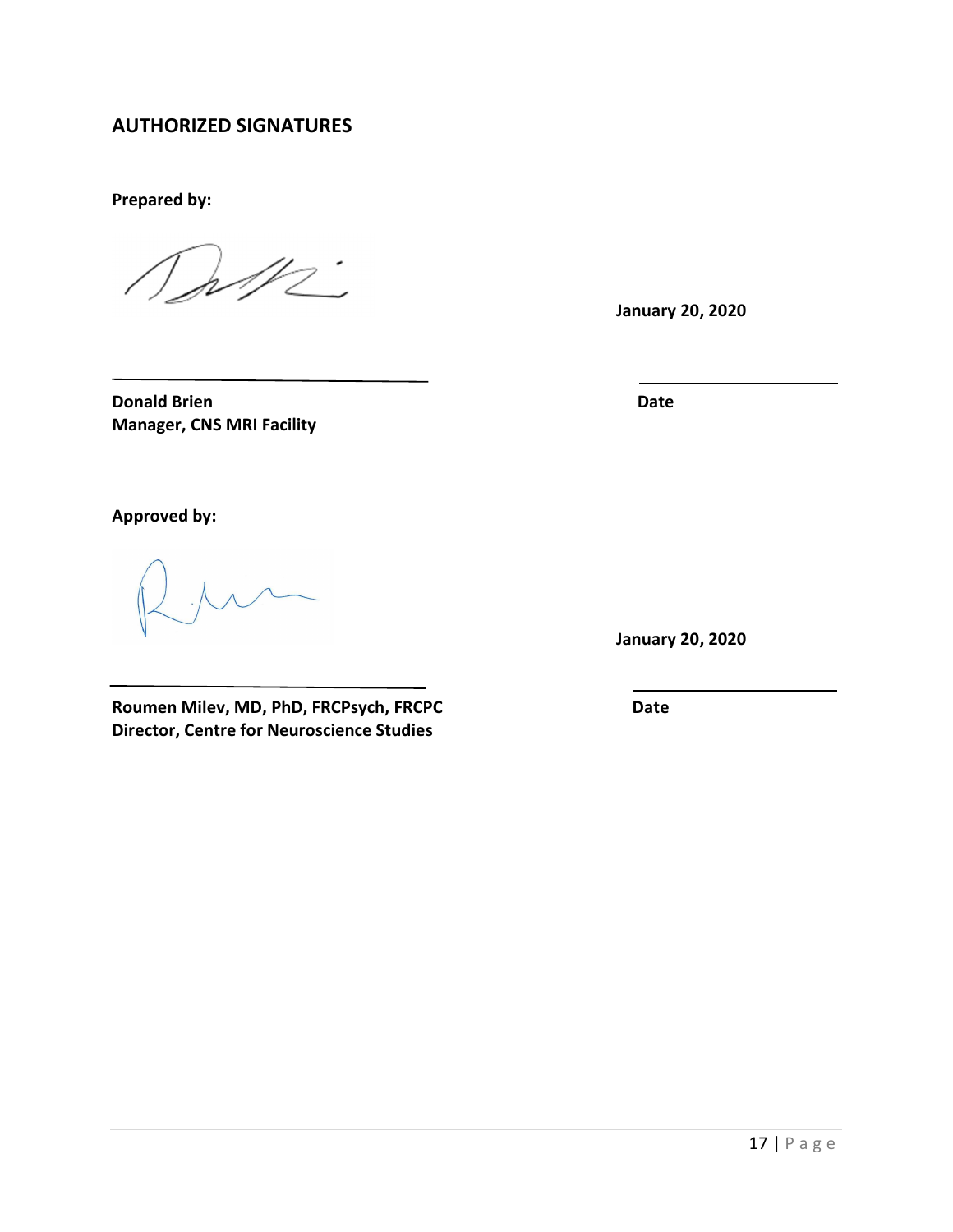## AUTHORIZED SIGNATURES

**Prepared by:**

**January 20, 2020**

| | |
|---|---|
| **Donald Brien**<br>**Manager, CNS MRI Facility** | **Date** |

**Approved by:**

**January 20, 2020**

| | |
|---|---|
| **Roumen Milev, MD, PhD, FRCPsych, FRCPC**<br>**Director, Centre for Neuroscience Studies** | **Date** |